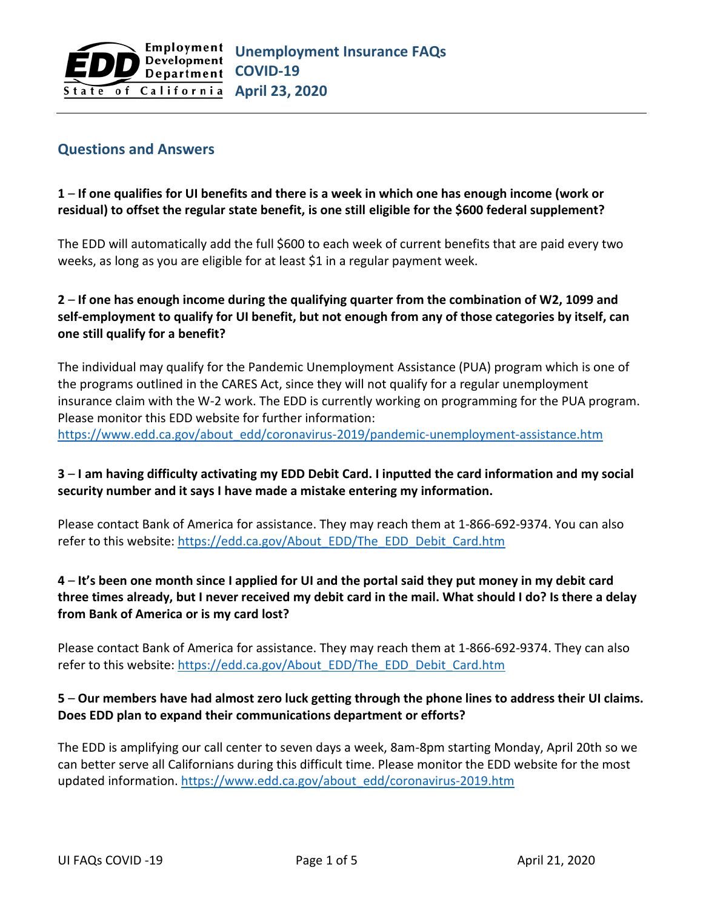# Unemployment Insurance FAQs COVID-19 April 23, 2020

Employment Development Department State of California

## Questions and Answers

**1 – If one qualifies for UI benefits and there is a week in which one has enough income (work or residual) to offset the regular state benefit, is one still eligible for the $600 federal supplement?**

The EDD will automatically add the full $600 to each week of current benefits that are paid every two weeks, as long as you are eligible for at least $1 in a regular payment week.

**2 – If one has enough income during the qualifying quarter from the combination of W2, 1099 and self-employment to qualify for UI benefit, but not enough from any of those categories by itself, can one still qualify for a benefit?**

The individual may qualify for the Pandemic Unemployment Assistance (PUA) program which is one of the programs outlined in the CARES Act, since they will not qualify for a regular unemployment insurance claim with the W-2 work. The EDD is currently working on programming for the PUA program. Please monitor this EDD website for further information: https://www.edd.ca.gov/about_edd/coronavirus-2019/pandemic-unemployment-assistance.htm

**3 – I am having difficulty activating my EDD Debit Card. I inputted the card information and my social security number and it says I have made a mistake entering my information.**

Please contact Bank of America for assistance. They may reach them at 1-866-692-9374. You can also refer to this website: https://edd.ca.gov/About_EDD/The_EDD_Debit_Card.htm

**4 – It's been one month since I applied for UI and the portal said they put money in my debit card three times already, but I never received my debit card in the mail. What should I do? Is there a delay from Bank of America or is my card lost?**

Please contact Bank of America for assistance. They may reach them at 1-866-692-9374. They can also refer to this website: https://edd.ca.gov/About_EDD/The_EDD_Debit_Card.htm

**5 – Our members have had almost zero luck getting through the phone lines to address their UI claims. Does EDD plan to expand their communications department or efforts?**

The EDD is amplifying our call center to seven days a week, 8am-8pm starting Monday, April 20th so we can better serve all Californians during this difficult time. Please monitor the EDD website for the most updated information. https://www.edd.ca.gov/about_edd/coronavirus-2019.htm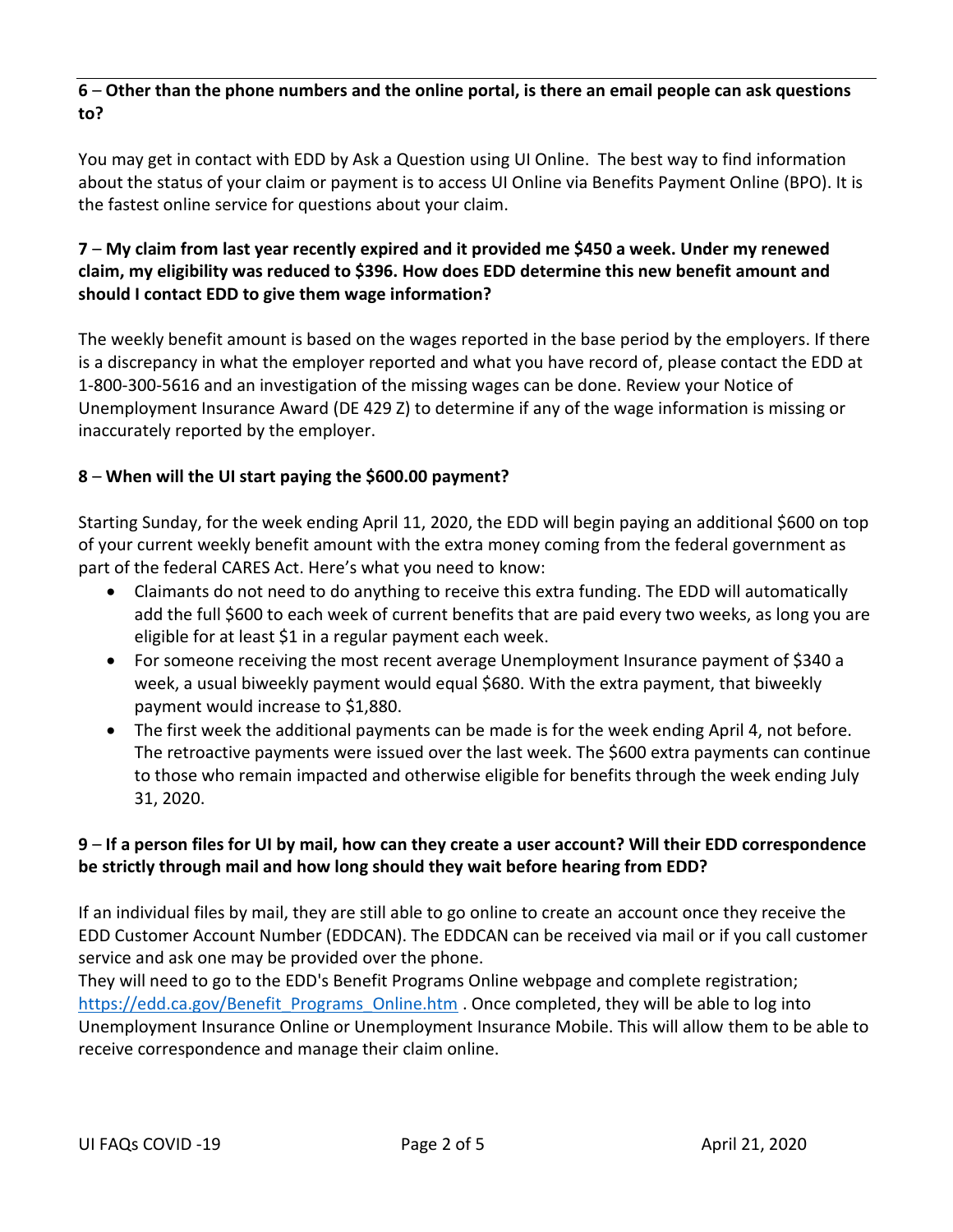**6 – Other than the phone numbers and the online portal, is there an email people can ask questions to?**

You may get in contact with EDD by Ask a Question using UI Online. The best way to find information about the status of your claim or payment is to access UI Online via Benefits Payment Online (BPO). It is the fastest online service for questions about your claim.

**7 – My claim from last year recently expired and it provided me $450 a week. Under my renewed claim, my eligibility was reduced to $396. How does EDD determine this new benefit amount and should I contact EDD to give them wage information?**

The weekly benefit amount is based on the wages reported in the base period by the employers. If there is a discrepancy in what the employer reported and what you have record of, please contact the EDD at 1-800-300-5616 and an investigation of the missing wages can be done. Review your Notice of Unemployment Insurance Award (DE 429 Z) to determine if any of the wage information is missing or inaccurately reported by the employer.

**8 – When will the UI start paying the $600.00 payment?**

Starting Sunday, for the week ending April 11, 2020, the EDD will begin paying an additional $600 on top of your current weekly benefit amount with the extra money coming from the federal government as part of the federal CARES Act. Here's what you need to know:

- Claimants do not need to do anything to receive this extra funding. The EDD will automatically add the full $600 to each week of current benefits that are paid every two weeks, as long you are eligible for at least $1 in a regular payment each week.
- For someone receiving the most recent average Unemployment Insurance payment of $340 a week, a usual biweekly payment would equal $680. With the extra payment, that biweekly payment would increase to $1,880.
- The first week the additional payments can be made is for the week ending April 4, not before. The retroactive payments were issued over the last week. The $600 extra payments can continue to those who remain impacted and otherwise eligible for benefits through the week ending July 31, 2020.

**9 – If a person files for UI by mail, how can they create a user account? Will their EDD correspondence be strictly through mail and how long should they wait before hearing from EDD?**

If an individual files by mail, they are still able to go online to create an account once they receive the EDD Customer Account Number (EDDCAN). The EDDCAN can be received via mail or if you call customer service and ask one may be provided over the phone.

They will need to go to the EDD's Benefit Programs Online webpage and complete registration; https://edd.ca.gov/Benefit_Programs_Online.htm . Once completed, they will be able to log into Unemployment Insurance Online or Unemployment Insurance Mobile. This will allow them to be able to receive correspondence and manage their claim online.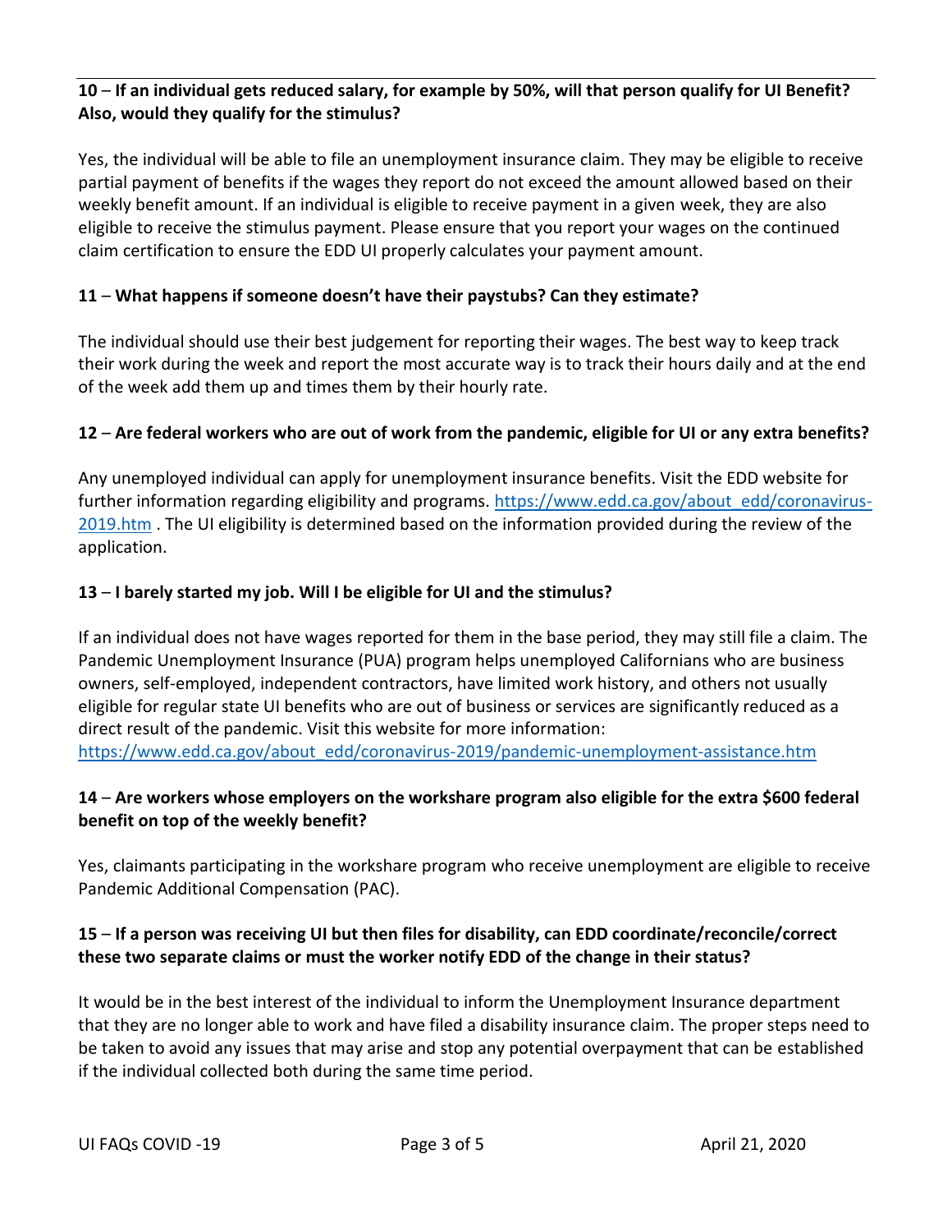**10 – If an individual gets reduced salary, for example by 50%, will that person qualify for UI Benefit? Also, would they qualify for the stimulus?**

Yes, the individual will be able to file an unemployment insurance claim. They may be eligible to receive partial payment of benefits if the wages they report do not exceed the amount allowed based on their weekly benefit amount. If an individual is eligible to receive payment in a given week, they are also eligible to receive the stimulus payment. Please ensure that you report your wages on the continued claim certification to ensure the EDD UI properly calculates your payment amount.

**11 – What happens if someone doesn't have their paystubs? Can they estimate?**

The individual should use their best judgement for reporting their wages. The best way to keep track their work during the week and report the most accurate way is to track their hours daily and at the end of the week add them up and times them by their hourly rate.

**12 – Are federal workers who are out of work from the pandemic, eligible for UI or any extra benefits?**

Any unemployed individual can apply for unemployment insurance benefits. Visit the EDD website for further information regarding eligibility and programs. [https://www.edd.ca.gov/about_edd/coronavirus-2019.htm](https://www.edd.ca.gov/about_edd/coronavirus-2019.htm) . The UI eligibility is determined based on the information provided during the review of the application.

**13 – I barely started my job. Will I be eligible for UI and the stimulus?**

If an individual does not have wages reported for them in the base period, they may still file a claim. The Pandemic Unemployment Insurance (PUA) program helps unemployed Californians who are business owners, self-employed, independent contractors, have limited work history, and others not usually eligible for regular state UI benefits who are out of business or services are significantly reduced as a direct result of the pandemic. Visit this website for more information:
[https://www.edd.ca.gov/about_edd/coronavirus-2019/pandemic-unemployment-assistance.htm](https://www.edd.ca.gov/about_edd/coronavirus-2019/pandemic-unemployment-assistance.htm)

**14 – Are workers whose employers on the workshare program also eligible for the extra $600 federal benefit on top of the weekly benefit?**

Yes, claimants participating in the workshare program who receive unemployment are eligible to receive Pandemic Additional Compensation (PAC).

**15 – If a person was receiving UI but then files for disability, can EDD coordinate/reconcile/correct these two separate claims or must the worker notify EDD of the change in their status?**

It would be in the best interest of the individual to inform the Unemployment Insurance department that they are no longer able to work and have filed a disability insurance claim. The proper steps need to be taken to avoid any issues that may arise and stop any potential overpayment that can be established if the individual collected both during the same time period.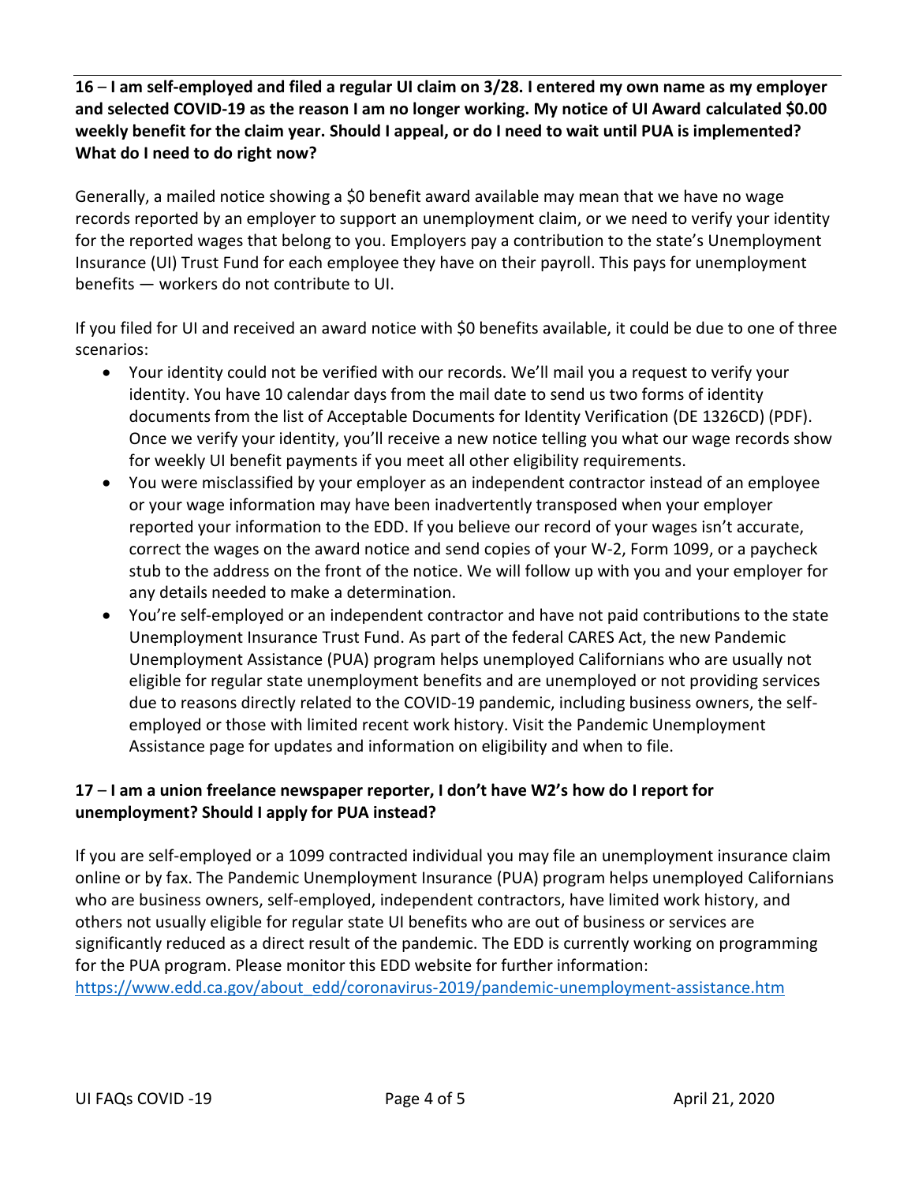**16 – I am self-employed and filed a regular UI claim on 3/28. I entered my own name as my employer and selected COVID-19 as the reason I am no longer working. My notice of UI Award calculated $0.00 weekly benefit for the claim year. Should I appeal, or do I need to wait until PUA is implemented? What do I need to do right now?**

Generally, a mailed notice showing a $0 benefit award available may mean that we have no wage records reported by an employer to support an unemployment claim, or we need to verify your identity for the reported wages that belong to you. Employers pay a contribution to the state's Unemployment Insurance (UI) Trust Fund for each employee they have on their payroll. This pays for unemployment benefits — workers do not contribute to UI.

If you filed for UI and received an award notice with $0 benefits available, it could be due to one of three scenarios:

- Your identity could not be verified with our records. We'll mail you a request to verify your identity. You have 10 calendar days from the mail date to send us two forms of identity documents from the list of Acceptable Documents for Identity Verification (DE 1326CD) (PDF). Once we verify your identity, you'll receive a new notice telling you what our wage records show for weekly UI benefit payments if you meet all other eligibility requirements.
- You were misclassified by your employer as an independent contractor instead of an employee or your wage information may have been inadvertently transposed when your employer reported your information to the EDD. If you believe our record of your wages isn't accurate, correct the wages on the award notice and send copies of your W-2, Form 1099, or a paycheck stub to the address on the front of the notice. We will follow up with you and your employer for any details needed to make a determination.
- You're self-employed or an independent contractor and have not paid contributions to the state Unemployment Insurance Trust Fund. As part of the federal CARES Act, the new Pandemic Unemployment Assistance (PUA) program helps unemployed Californians who are usually not eligible for regular state unemployment benefits and are unemployed or not providing services due to reasons directly related to the COVID-19 pandemic, including business owners, the self-employed or those with limited recent work history. Visit the Pandemic Unemployment Assistance page for updates and information on eligibility and when to file.

**17 – I am a union freelance newspaper reporter, I don't have W2's how do I report for unemployment? Should I apply for PUA instead?**

If you are self-employed or a 1099 contracted individual you may file an unemployment insurance claim online or by fax. The Pandemic Unemployment Insurance (PUA) program helps unemployed Californians who are business owners, self-employed, independent contractors, have limited work history, and others not usually eligible for regular state UI benefits who are out of business or services are significantly reduced as a direct result of the pandemic. The EDD is currently working on programming for the PUA program. Please monitor this EDD website for further information: [https://www.edd.ca.gov/about_edd/coronavirus-2019/pandemic-unemployment-assistance.htm](https://www.edd.ca.gov/about_edd/coronavirus-2019/pandemic-unemployment-assistance.htm)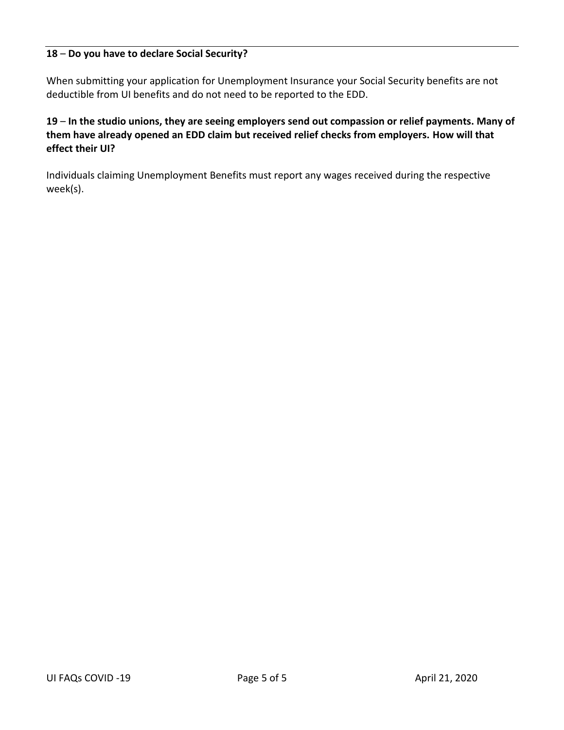**18 – Do you have to declare Social Security?**

When submitting your application for Unemployment Insurance your Social Security benefits are not deductible from UI benefits and do not need to be reported to the EDD.

**19 – In the studio unions, they are seeing employers send out compassion or relief payments. Many of them have already opened an EDD claim but received relief checks from employers. How will that effect their UI?**

Individuals claiming Unemployment Benefits must report any wages received during the respective week(s).